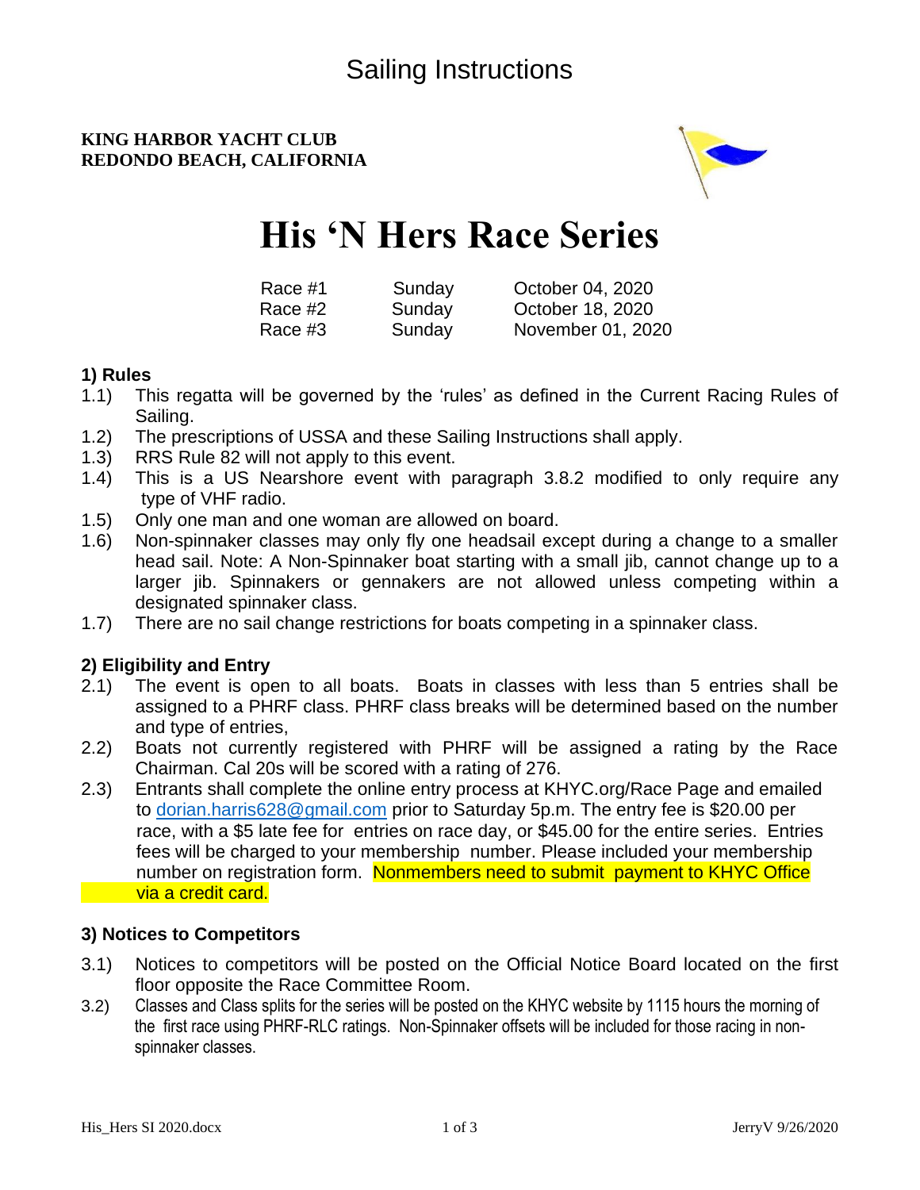# Sailing Instructions

**KING HARBOR YACHT CLUB**
**REDONDO BEACH, CALIFORNIA**

# His 'N Hers Race Series

| | | |
|---|---|---|
| Race #1 | Sunday | October 04, 2020 |
| Race #2 | Sunday | October 18, 2020 |
| Race #3 | Sunday | November 01, 2020 |

## 1) Rules

1.1) This regatta will be governed by the 'rules' as defined in the Current Racing Rules of Sailing.

1.2) The prescriptions of USSA and these Sailing Instructions shall apply.

1.3) RRS Rule 82 will not apply to this event.

1.4) This is a US Nearshore event with paragraph 3.8.2 modified to only require any type of VHF radio.

1.5) Only one man and one woman are allowed on board.

1.6) Non-spinnaker classes may only fly one headsail except during a change to a smaller head sail. Note: A Non-Spinnaker boat starting with a small jib, cannot change up to a larger jib. Spinnakers or gennakers are not allowed unless competing within a designated spinnaker class.

1.7) There are no sail change restrictions for boats competing in a spinnaker class.

## 2) Eligibility and Entry

2.1) The event is open to all boats. Boats in classes with less than 5 entries shall be assigned to a PHRF class. PHRF class breaks will be determined based on the number and type of entries,

2.2) Boats not currently registered with PHRF will be assigned a rating by the Race Chairman. Cal 20s will be scored with a rating of 276.

2.3) Entrants shall complete the online entry process at KHYC.org/Race Page and emailed to dorian.harris628@gmail.com prior to Saturday 5p.m. The entry fee is $20.00 per race, with a $5 late fee for entries on race day, or $45.00 for the entire series. Entries fees will be charged to your membership number. Please included your membership number on registration form. Nonmembers need to submit payment to KHYC Office via a credit card.

## 3) Notices to Competitors

3.1) Notices to competitors will be posted on the Official Notice Board located on the first floor opposite the Race Committee Room.

3.2) Classes and Class splits for the series will be posted on the KHYC website by 1115 hours the morning of the first race using PHRF-RLC ratings. Non-Spinnaker offsets will be included for those racing in non-spinnaker classes.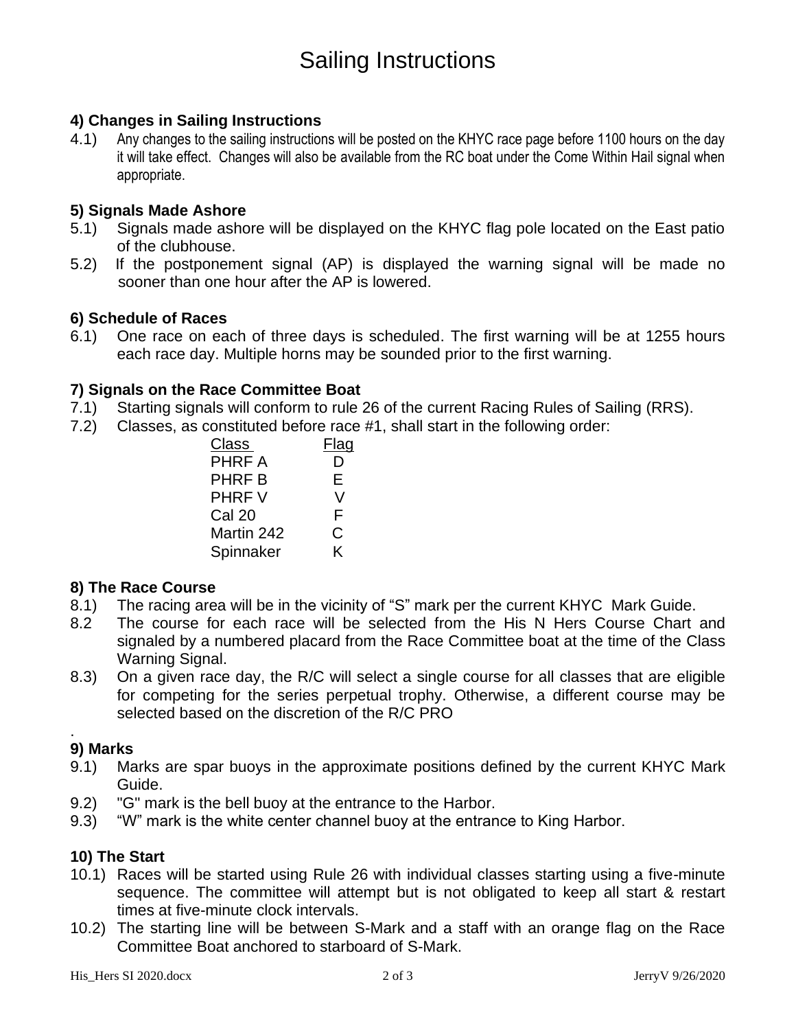# Sailing Instructions

## 4) Changes in Sailing Instructions

4.1) Any changes to the sailing instructions will be posted on the KHYC race page before 1100 hours on the day it will take effect. Changes will also be available from the RC boat under the Come Within Hail signal when appropriate.

## 5) Signals Made Ashore

5.1) Signals made ashore will be displayed on the KHYC flag pole located on the East patio of the clubhouse.

5.2) If the postponement signal (AP) is displayed the warning signal will be made no sooner than one hour after the AP is lowered.

## 6) Schedule of Races

6.1) One race on each of three days is scheduled. The first warning will be at 1255 hours each race day. Multiple horns may be sounded prior to the first warning.

## 7) Signals on the Race Committee Boat

7.1) Starting signals will conform to rule 26 of the current Racing Rules of Sailing (RRS).

7.2) Classes, as constituted before race #1, shall start in the following order:

| Class | Flag |
|---|---|
| PHRF A | D |
| PHRF B | E |
| PHRF V | V |
| Cal 20 | F |
| Martin 242 | C |
| Spinnaker | K |

## 8) The Race Course

8.1) The racing area will be in the vicinity of "S" mark per the current KHYC Mark Guide.

8.2 The course for each race will be selected from the His N Hers Course Chart and signaled by a numbered placard from the Race Committee boat at the time of the Class Warning Signal.

8.3) On a given race day, the R/C will select a single course for all classes that are eligible for competing for the series perpetual trophy. Otherwise, a different course may be selected based on the discretion of the R/C PRO

.

## 9) Marks

9.1) Marks are spar buoys in the approximate positions defined by the current KHYC Mark Guide.

9.2) "G" mark is the bell buoy at the entrance to the Harbor.

9.3) "W" mark is the white center channel buoy at the entrance to King Harbor.

## 10) The Start

10.1) Races will be started using Rule 26 with individual classes starting using a five-minute sequence. The committee will attempt but is not obligated to keep all start & restart times at five-minute clock intervals.

10.2) The starting line will be between S-Mark and a staff with an orange flag on the Race Committee Boat anchored to starboard of S-Mark.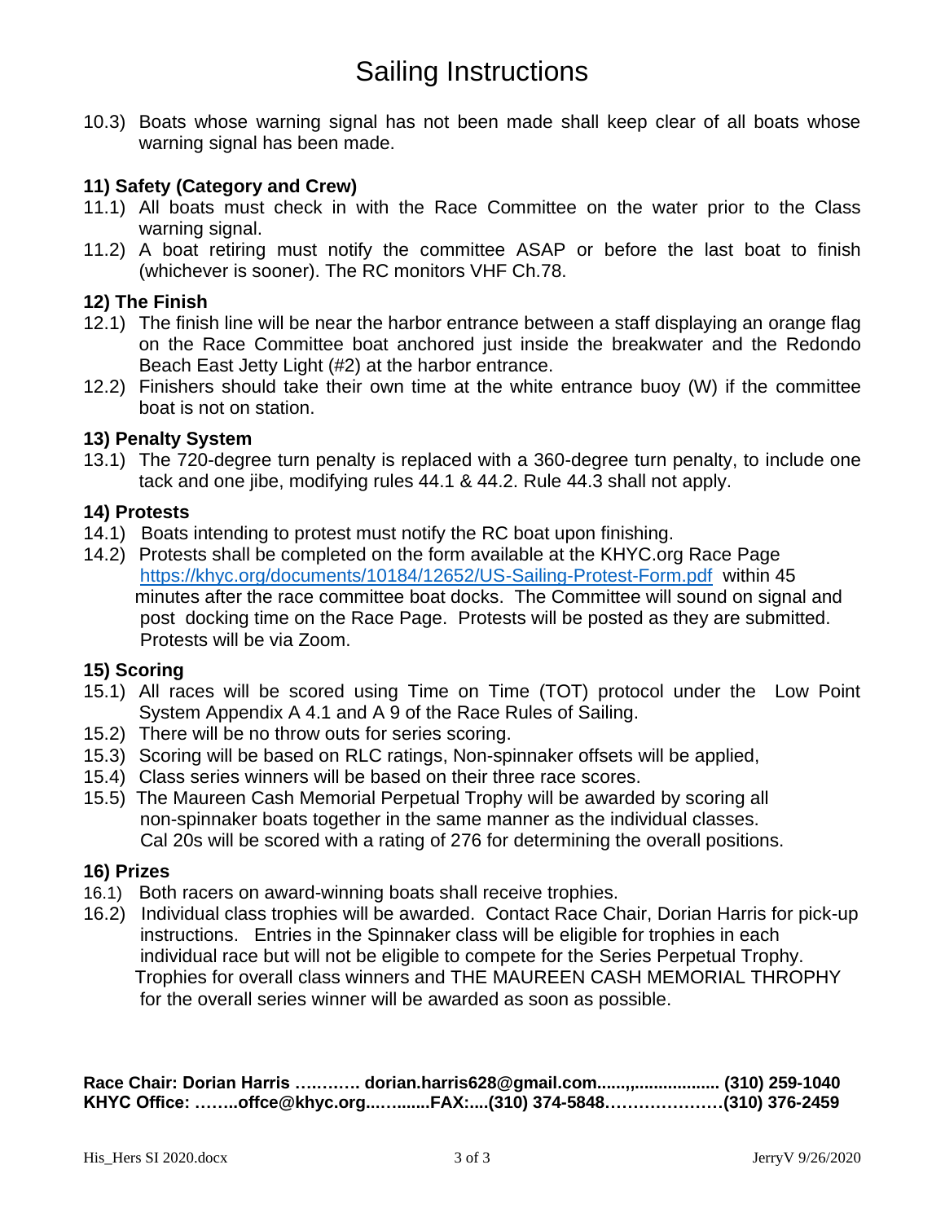# Sailing Instructions

10.3) Boats whose warning signal has not been made shall keep clear of all boats whose warning signal has been made.

### 11) Safety (Category and Crew)

11.1) All boats must check in with the Race Committee on the water prior to the Class warning signal.

11.2) A boat retiring must notify the committee ASAP or before the last boat to finish (whichever is sooner). The RC monitors VHF Ch.78.

### 12) The Finish

12.1) The finish line will be near the harbor entrance between a staff displaying an orange flag on the Race Committee boat anchored just inside the breakwater and the Redondo Beach East Jetty Light (#2) at the harbor entrance.

12.2) Finishers should take their own time at the white entrance buoy (W) if the committee boat is not on station.

### 13) Penalty System

13.1) The 720-degree turn penalty is replaced with a 360-degree turn penalty, to include one tack and one jibe, modifying rules 44.1 & 44.2. Rule 44.3 shall not apply.

### 14) Protests

14.1) Boats intending to protest must notify the RC boat upon finishing.

14.2) Protests shall be completed on the form available at the KHYC.org Race Page https://khyc.org/documents/10184/12652/US-Sailing-Protest-Form.pdf within 45 minutes after the race committee boat docks. The Committee will sound on signal and post docking time on the Race Page. Protests will be posted as they are submitted. Protests will be via Zoom.

### 15) Scoring

15.1) All races will be scored using Time on Time (TOT) protocol under the Low Point System Appendix A 4.1 and A 9 of the Race Rules of Sailing.

15.2) There will be no throw outs for series scoring.

15.3) Scoring will be based on RLC ratings, Non-spinnaker offsets will be applied,

15.4) Class series winners will be based on their three race scores.

15.5) The Maureen Cash Memorial Perpetual Trophy will be awarded by scoring all non-spinnaker boats together in the same manner as the individual classes. Cal 20s will be scored with a rating of 276 for determining the overall positions.

### 16) Prizes

16.1) Both racers on award-winning boats shall receive trophies.

16.2) Individual class trophies will be awarded. Contact Race Chair, Dorian Harris for pick-up instructions. Entries in the Spinnaker class will be eligible for trophies in each individual race but will not be eligible to compete for the Series Perpetual Trophy. Trophies for overall class winners and THE MAUREEN CASH MEMORIAL THROPHY for the overall series winner will be awarded as soon as possible.

**Race Chair: Dorian Harris ………. dorian.harris628@gmail.com......,................. (310) 259-1040**
**KHYC Office: ……..offce@khyc.org...…......FAX:....(310) 374-5848…………………(310) 376-2459**